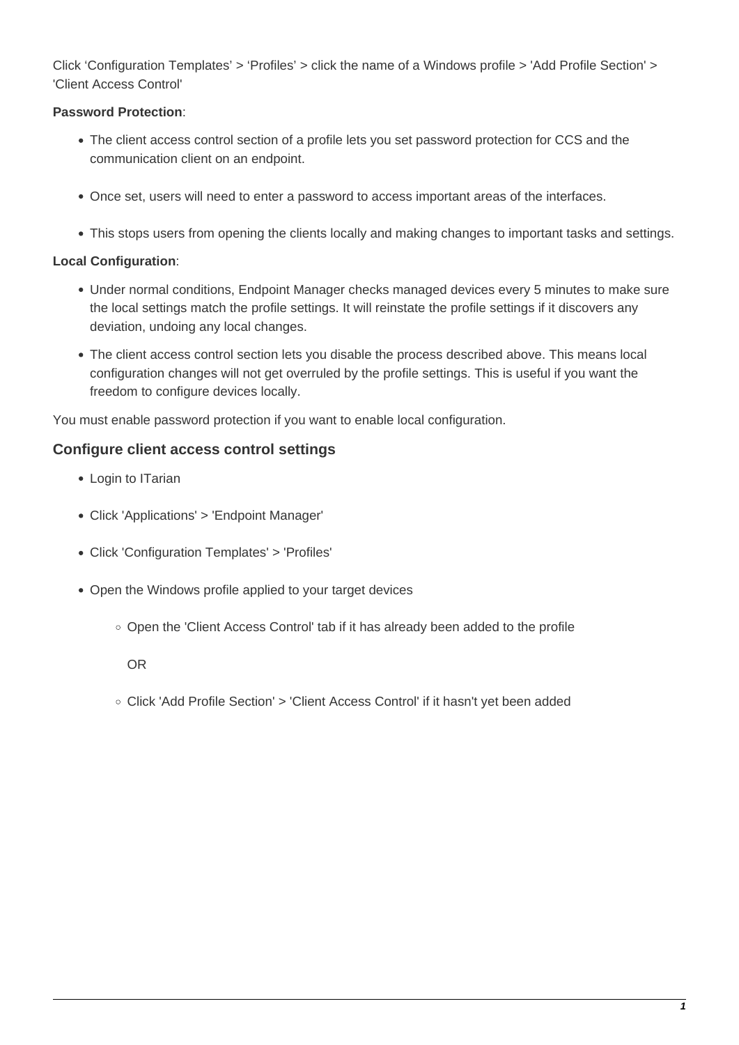Click ‘Configuration Templates’ > ‘Profiles’ > click the name of a Windows profile > 'Add Profile Section' > 'Client Access Control'

**Password Protection**:

- The client access control section of a profile lets you set password protection for CCS and the communication client on an endpoint.
- Once set, users will need to enter a password to access important areas of the interfaces.
- This stops users from opening the clients locally and making changes to important tasks and settings.

**Local Configuration**:

- Under normal conditions, Endpoint Manager checks managed devices every 5 minutes to make sure the local settings match the profile settings. It will reinstate the profile settings if it discovers any deviation, undoing any local changes.
- The client access control section lets you disable the process described above. This means local configuration changes will not get overruled by the profile settings. This is useful if you want the freedom to configure devices locally.

You must enable password protection if you want to enable local configuration.

### Configure client access control settings

- Login to ITarian
- Click 'Applications' > 'Endpoint Manager'
- Click 'Configuration Templates' > 'Profiles'
- Open the Windows profile applied to your target devices
    - Open the 'Client Access Control' tab if it has already been added to the profile

      OR

    - Click 'Add Profile Section' > 'Client Access Control' if it hasn't yet been added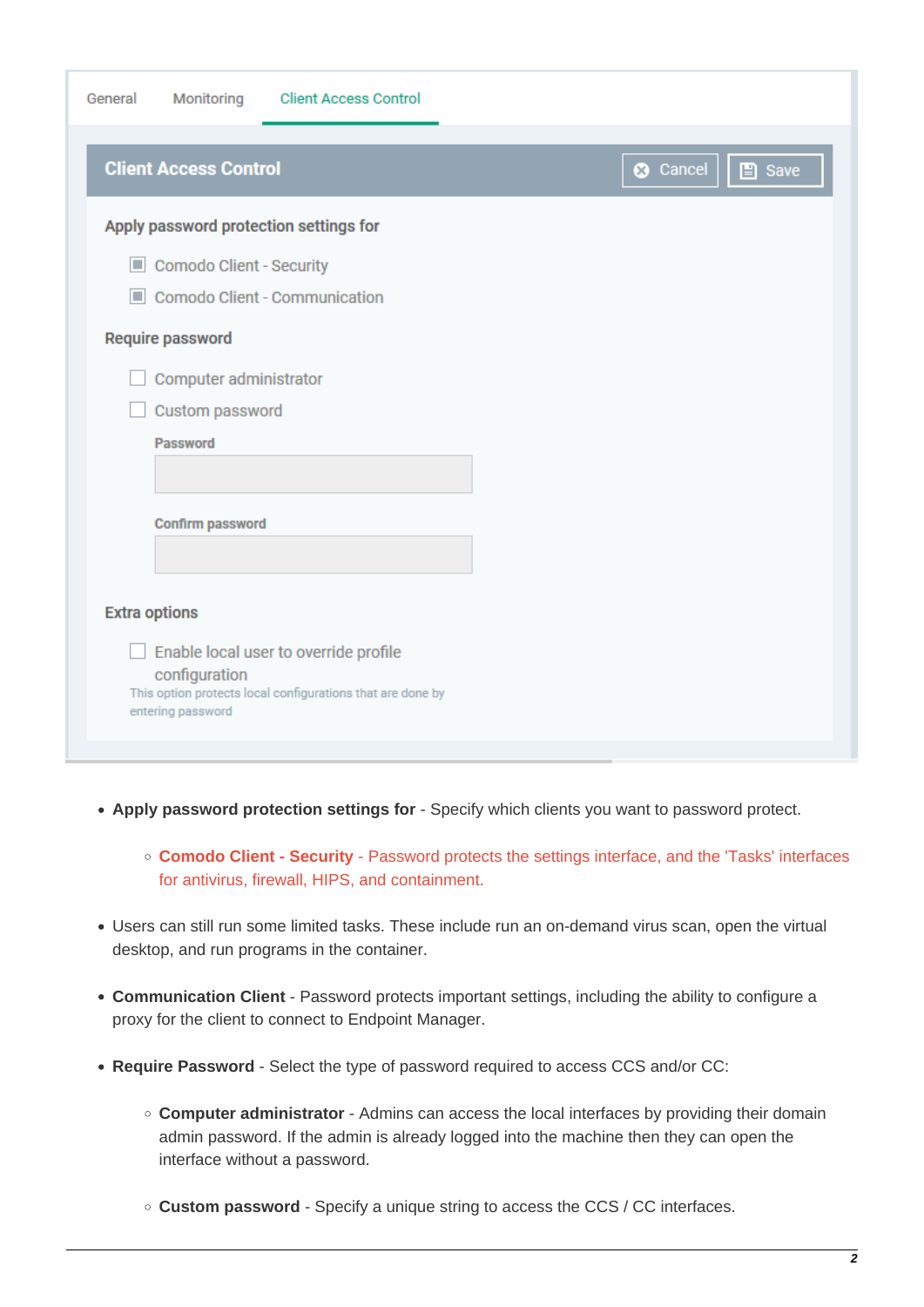General | Monitoring | Client Access Control

**Client Access Control** — Cancel | Save

**Apply password protection settings for**

- [x] Comodo Client - Security
- [x] Comodo Client - Communication

**Require password**

- [ ] Computer administrator
- [ ] Custom password

**Password**

**Confirm password**

**Extra options**

- [ ] Enable local user to override profile configuration

This option protects local configurations that are done by entering password

- **Apply password protection settings for** - Specify which clients you want to password protect.
    - **Comodo Client - Security** - Password protects the settings interface, and the 'Tasks' interfaces for antivirus, firewall, HIPS, and containment.
- Users can still run some limited tasks. These include run an on-demand virus scan, open the virtual desktop, and run programs in the container.
- **Communication Client** - Password protects important settings, including the ability to configure a proxy for the client to connect to Endpoint Manager.
- **Require Password** - Select the type of password required to access CCS and/or CC:
    - **Computer administrator** - Admins can access the local interfaces by providing their domain admin password. If the admin is already logged into the machine then they can open the interface without a password.
    - **Custom password** - Specify a unique string to access the CCS / CC interfaces.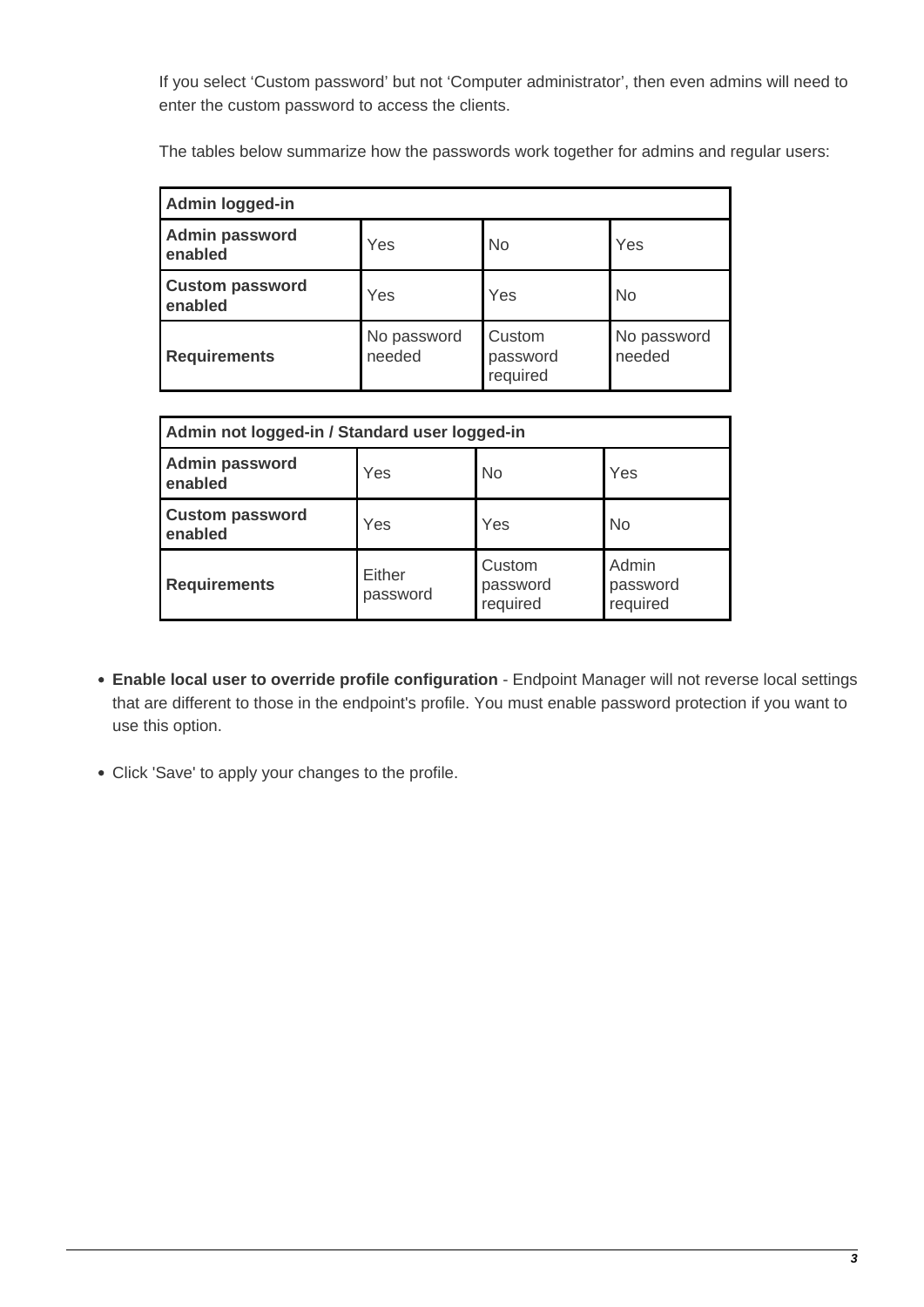If you select 'Custom password' but not 'Computer administrator', then even admins will need to enter the custom password to access the clients.

The tables below summarize how the passwords work together for admins and regular users:

| Admin logged-in | | | |
|---|---|---|---|
| **Admin password enabled** | Yes | No | Yes |
| **Custom password enabled** | Yes | Yes | No |
| **Requirements** | No password needed | Custom password required | No password needed |

| Admin not logged-in / Standard user logged-in | | | |
|---|---|---|---|
| **Admin password enabled** | Yes | No | Yes |
| **Custom password enabled** | Yes | Yes | No |
| **Requirements** | Either password | Custom password required | Admin password required |

- **Enable local user to override profile configuration** - Endpoint Manager will not reverse local settings that are different to those in the endpoint's profile. You must enable password protection if you want to use this option.
- Click 'Save' to apply your changes to the profile.